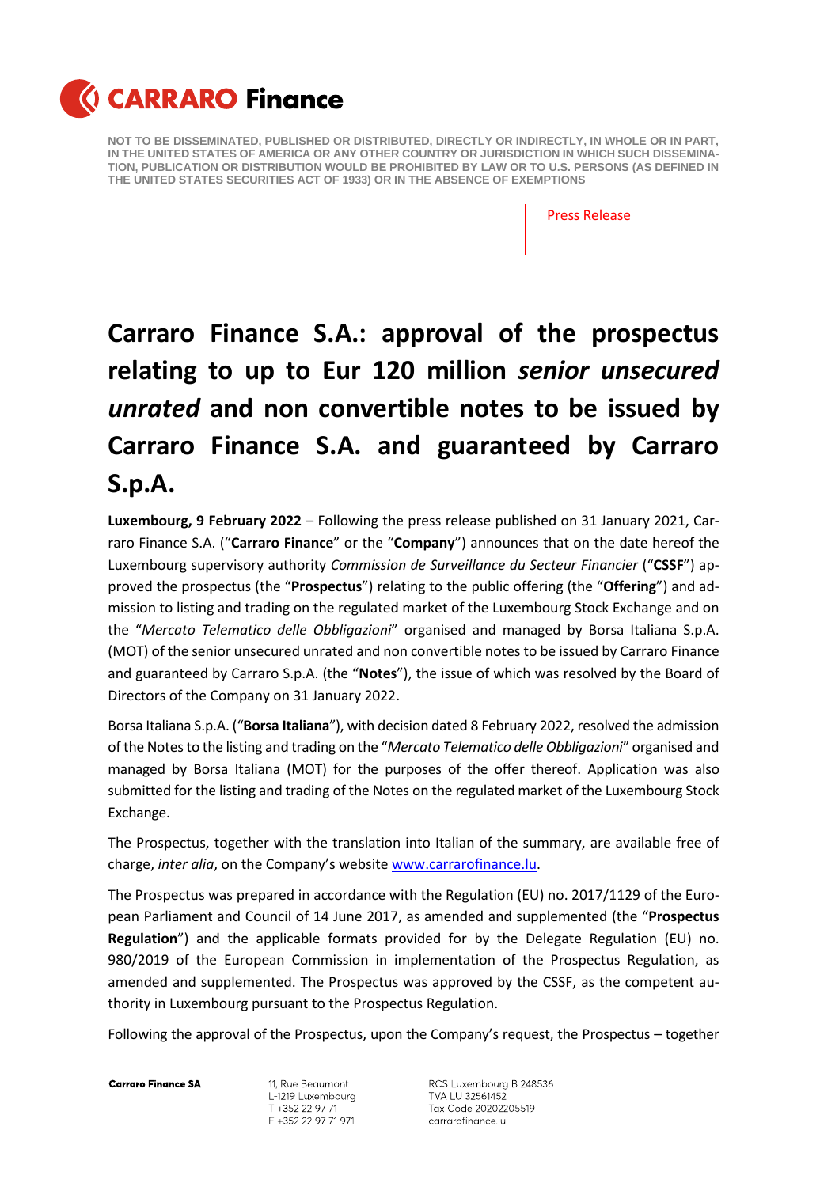NOT TO BE DISSEMINATED, PUBLISHED OR DISTRIBUTED, DIRECTLY OR INDIRECTLY, IN WHOLE OR IN PART, IN THE UNITED STATES OF AMERICA OR ANY OTHER COUNTRY OR JURISDICTION IN WHICH SUCH DISSEMINATION, PUBLICATION OR DISTRIBUTION WOULD BE PROHIBITED BY LAW OR TO U.S. PERSONS (AS DEFINED IN THE UNITED STATES SECURITIES ACT OF 1933) OR IN THE ABSENCE OF EXEMPTIONS

Press Release

# Carraro Finance S.A.: approval of the prospectus relating to up to Eur 120 million *senior unsecured unrated* and non convertible notes to be issued by Carraro Finance S.A. and guaranteed by Carraro S.p.A.

**Luxembourg, 9 February 2022** – Following the press release published on 31 January 2021, Carraro Finance S.A. ("**Carraro Finance**" or the "**Company**") announces that on the date hereof the Luxembourg supervisory authority *Commission de Surveillance du Secteur Financier* ("**CSSF**") approved the prospectus (the "**Prospectus**") relating to the public offering (the "**Offering**") and admission to listing and trading on the regulated market of the Luxembourg Stock Exchange and on the "*Mercato Telematico delle Obbligazioni*" organised and managed by Borsa Italiana S.p.A. (MOT) of the senior unsecured unrated and non convertible notes to be issued by Carraro Finance and guaranteed by Carraro S.p.A. (the "**Notes**"), the issue of which was resolved by the Board of Directors of the Company on 31 January 2022.

Borsa Italiana S.p.A. ("**Borsa Italiana**"), with decision dated 8 February 2022, resolved the admission of the Notes to the listing and trading on the "*Mercato Telematico delle Obbligazioni*" organised and managed by Borsa Italiana (MOT) for the purposes of the offer thereof. Application was also submitted for the listing and trading of the Notes on the regulated market of the Luxembourg Stock Exchange.

The Prospectus, together with the translation into Italian of the summary, are available free of charge, *inter alia*, on the Company's website www.carrarofinance.lu.

The Prospectus was prepared in accordance with the Regulation (EU) no. 2017/1129 of the European Parliament and Council of 14 June 2017, as amended and supplemented (the "**Prospectus Regulation**") and the applicable formats provided for by the Delegate Regulation (EU) no. 980/2019 of the European Commission in implementation of the Prospectus Regulation, as amended and supplemented. The Prospectus was approved by the CSSF, as the competent authority in Luxembourg pursuant to the Prospectus Regulation.

Following the approval of the Prospectus, upon the Company's request, the Prospectus – together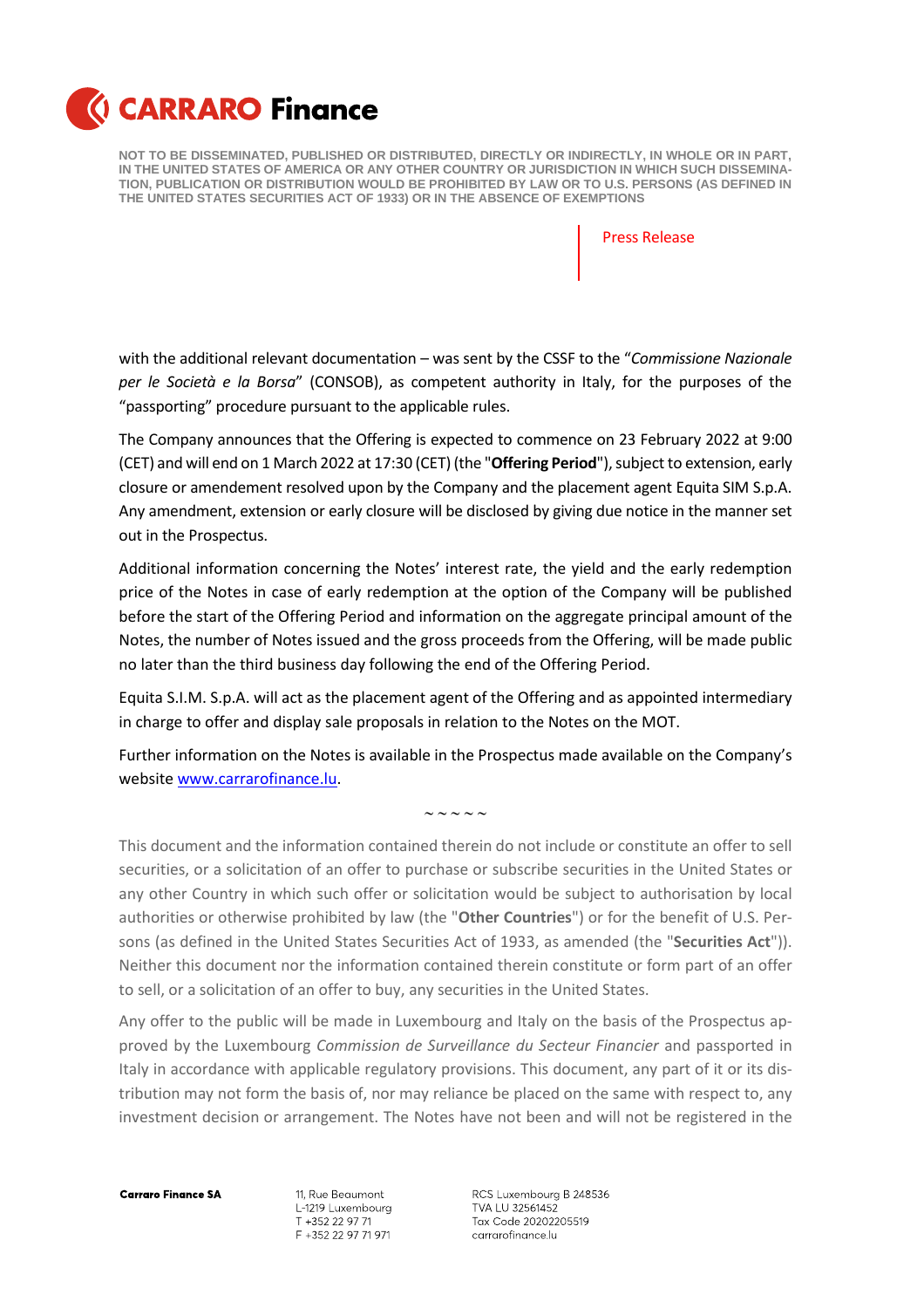with the additional relevant documentation – was sent by the CSSF to the "*Commissione Nazionale per le Società e la Borsa*" (CONSOB), as competent authority in Italy, for the purposes of the "passporting" procedure pursuant to the applicable rules.

The Company announces that the Offering is expected to commence on 23 February 2022 at 9:00 (CET) and will end on 1 March 2022 at 17:30 (CET) (the "**Offering Period**"), subject to extension, early closure or amendement resolved upon by the Company and the placement agent Equita SIM S.p.A. Any amendment, extension or early closure will be disclosed by giving due notice in the manner set out in the Prospectus.

Additional information concerning the Notes' interest rate, the yield and the early redemption price of the Notes in case of early redemption at the option of the Company will be published before the start of the Offering Period and information on the aggregate principal amount of the Notes, the number of Notes issued and the gross proceeds from the Offering, will be made public no later than the third business day following the end of the Offering Period.

Equita S.I.M. S.p.A. will act as the placement agent of the Offering and as appointed intermediary in charge to offer and display sale proposals in relation to the Notes on the MOT.

Further information on the Notes is available in the Prospectus made available on the Company's website www.carrarofinance.lu.

~ ~ ~ ~ ~

This document and the information contained therein do not include or constitute an offer to sell securities, or a solicitation of an offer to purchase or subscribe securities in the United States or any other Country in which such offer or solicitation would be subject to authorisation by local authorities or otherwise prohibited by law (the "**Other Countries**") or for the benefit of U.S. Persons (as defined in the United States Securities Act of 1933, as amended (the "**Securities Act**")). Neither this document nor the information contained therein constitute or form part of an offer to sell, or a solicitation of an offer to buy, any securities in the United States.

Any offer to the public will be made in Luxembourg and Italy on the basis of the Prospectus approved by the Luxembourg *Commission de Surveillance du Secteur Financier* and passported in Italy in accordance with applicable regulatory provisions. This document, any part of it or its distribution may not form the basis of, nor may reliance be placed on the same with respect to, any investment decision or arrangement. The Notes have not been and will not be registered in the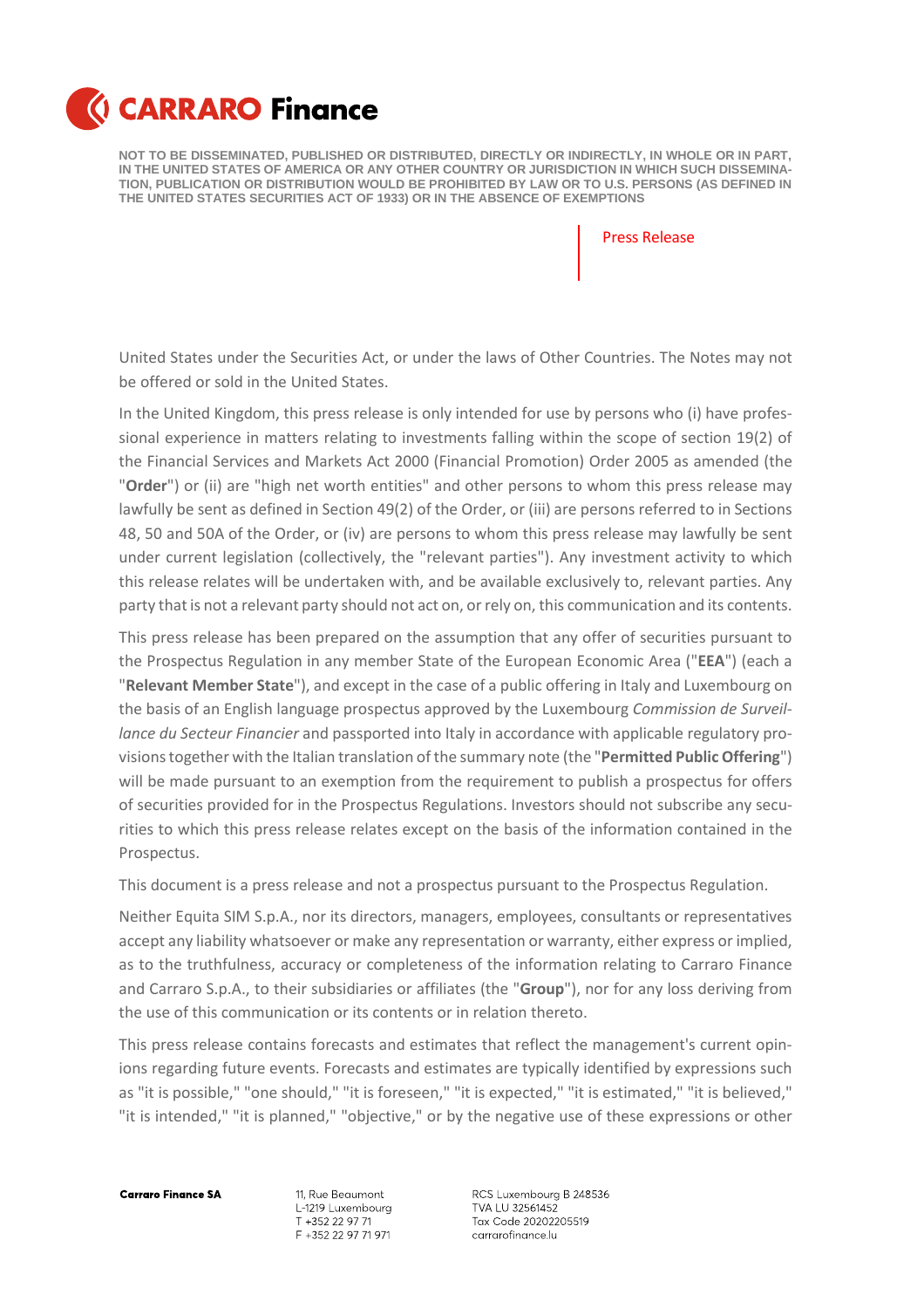United States under the Securities Act, or under the laws of Other Countries. The Notes may not be offered or sold in the United States.

In the United Kingdom, this press release is only intended for use by persons who (i) have professional experience in matters relating to investments falling within the scope of section 19(2) of the Financial Services and Markets Act 2000 (Financial Promotion) Order 2005 as amended (the "**Order**") or (ii) are "high net worth entities" and other persons to whom this press release may lawfully be sent as defined in Section 49(2) of the Order, or (iii) are persons referred to in Sections 48, 50 and 50A of the Order, or (iv) are persons to whom this press release may lawfully be sent under current legislation (collectively, the "relevant parties"). Any investment activity to which this release relates will be undertaken with, and be available exclusively to, relevant parties. Any party that is not a relevant party should not act on, or rely on, this communication and its contents.

This press release has been prepared on the assumption that any offer of securities pursuant to the Prospectus Regulation in any member State of the European Economic Area ("**EEA**") (each a "**Relevant Member State**"), and except in the case of a public offering in Italy and Luxembourg on the basis of an English language prospectus approved by the Luxembourg *Commission de Surveillance du Secteur Financier* and passported into Italy in accordance with applicable regulatory provisions together with the Italian translation of the summary note (the "**Permitted Public Offering**") will be made pursuant to an exemption from the requirement to publish a prospectus for offers of securities provided for in the Prospectus Regulations. Investors should not subscribe any securities to which this press release relates except on the basis of the information contained in the Prospectus.

This document is a press release and not a prospectus pursuant to the Prospectus Regulation.

Neither Equita SIM S.p.A., nor its directors, managers, employees, consultants or representatives accept any liability whatsoever or make any representation or warranty, either express or implied, as to the truthfulness, accuracy or completeness of the information relating to Carraro Finance and Carraro S.p.A., to their subsidiaries or affiliates (the "**Group**"), nor for any loss deriving from the use of this communication or its contents or in relation thereto.

This press release contains forecasts and estimates that reflect the management's current opinions regarding future events. Forecasts and estimates are typically identified by expressions such as "it is possible," "one should," "it is foreseen," "it is expected," "it is estimated," "it is believed," "it is intended," "it is planned," "objective," or by the negative use of these expressions or other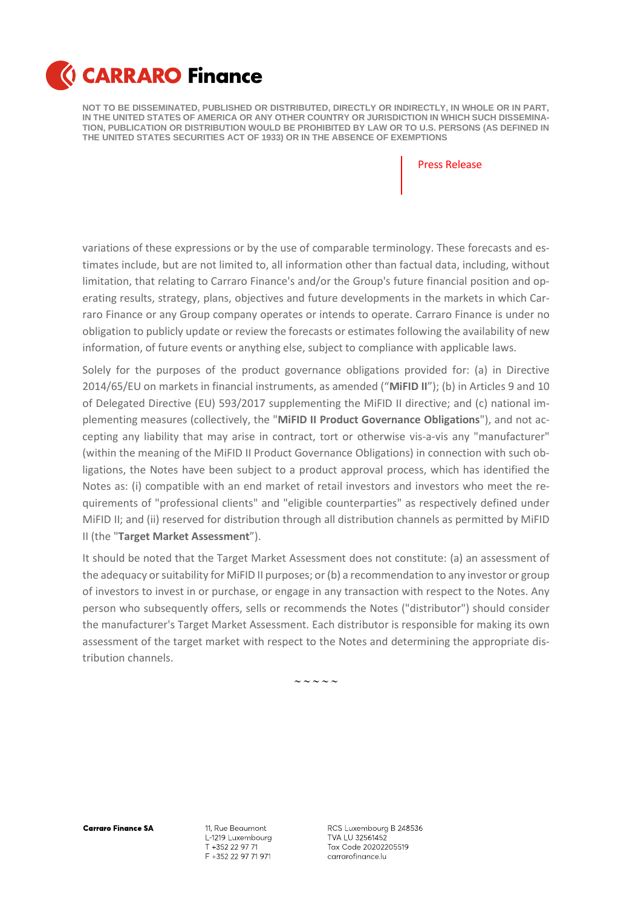variations of these expressions or by the use of comparable terminology. These forecasts and estimates include, but are not limited to, all information other than factual data, including, without limitation, that relating to Carraro Finance's and/or the Group's future financial position and operating results, strategy, plans, objectives and future developments in the markets in which Carraro Finance or any Group company operates or intends to operate. Carraro Finance is under no obligation to publicly update or review the forecasts or estimates following the availability of new information, of future events or anything else, subject to compliance with applicable laws.

Solely for the purposes of the product governance obligations provided for: (a) in Directive 2014/65/EU on markets in financial instruments, as amended ("**MiFID II**"); (b) in Articles 9 and 10 of Delegated Directive (EU) 593/2017 supplementing the MiFID II directive; and (c) national implementing measures (collectively, the "**MiFID II Product Governance Obligations**"), and not accepting any liability that may arise in contract, tort or otherwise vis-a-vis any "manufacturer" (within the meaning of the MiFID II Product Governance Obligations) in connection with such obligations, the Notes have been subject to a product approval process, which has identified the Notes as: (i) compatible with an end market of retail investors and investors who meet the requirements of "professional clients" and "eligible counterparties" as respectively defined under MiFID II; and (ii) reserved for distribution through all distribution channels as permitted by MiFID II (the "**Target Market Assessment**").

It should be noted that the Target Market Assessment does not constitute: (a) an assessment of the adequacy or suitability for MiFID II purposes; or (b) a recommendation to any investor or group of investors to invest in or purchase, or engage in any transaction with respect to the Notes. Any person who subsequently offers, sells or recommends the Notes ("distributor") should consider the manufacturer's Target Market Assessment. Each distributor is responsible for making its own assessment of the target market with respect to the Notes and determining the appropriate distribution channels.

~ ~ ~ ~ ~